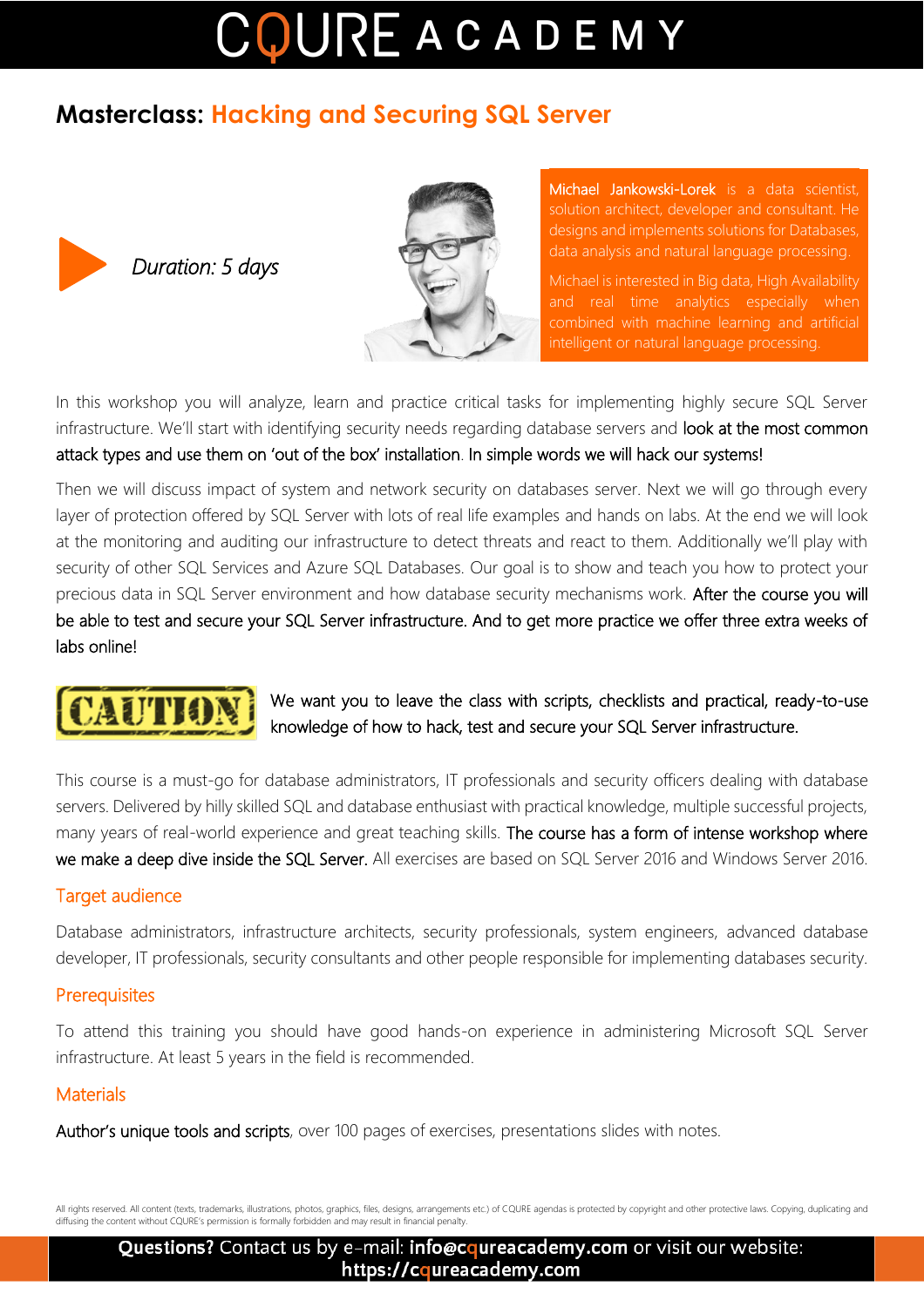# CQURE ACADEMY

## Masterclass: Hacking and Securing SQL Server

*Duration: 5 days*

Michael Jankowski-Lorek is a data scientist, solution architect, developer and consultant. He designs and implements solutions for Databases, data analysis and natural language processing.

Michael is interested in Big data, High Availability and real time analytics especially when combined with machine learning and artificial intelligent or natural language processing.

In this workshop you will analyze, learn and practice critical tasks for implementing highly secure SQL Server infrastructure. We'll start with identifying security needs regarding database servers and look at the most common attack types and use them on 'out of the box' installation. In simple words we will hack our systems!

Then we will discuss impact of system and network security on databases server. Next we will go through every layer of protection offered by SQL Server with lots of real life examples and hands on labs. At the end we will look at the monitoring and auditing our infrastructure to detect threats and react to them. Additionally we'll play with security of other SQL Services and Azure SQL Databases. Our goal is to show and teach you how to protect your precious data in SQL Server environment and how database security mechanisms work. After the course you will be able to test and secure your SQL Server infrastructure. And to get more practice we offer three extra weeks of labs online!

**CAUTION!** We want you to leave the class with scripts, checklists and practical, ready-to-use knowledge of how to hack, test and secure your SQL Server infrastructure.

This course is a must-go for database administrators, IT professionals and security officers dealing with database servers. Delivered by hilly skilled SQL and database enthusiast with practical knowledge, multiple successful projects, many years of real-world experience and great teaching skills. The course has a form of intense workshop where we make a deep dive inside the SQL Server. All exercises are based on SQL Server 2016 and Windows Server 2016.

### Target audience

Database administrators, infrastructure architects, security professionals, system engineers, advanced database developer, IT professionals, security consultants and other people responsible for implementing databases security.

### Prerequisites

To attend this training you should have good hands-on experience in administering Microsoft SQL Server infrastructure. At least 5 years in the field is recommended.

### Materials

Author's unique tools and scripts, over 100 pages of exercises, presentations slides with notes.

All rights reserved. All content (texts, trademarks, illustrations, photos, graphics, files, designs, arrangements etc.) of CQURE agendas is protected by copyright and other protective laws. Copying, duplicating and diffusing the content without CQURE's permission is formally forbidden and may result in financial penalty.

**Questions?** Contact us by e-mail: **info@cqureacademy.com** or visit our website: **https://cqureacademy.com**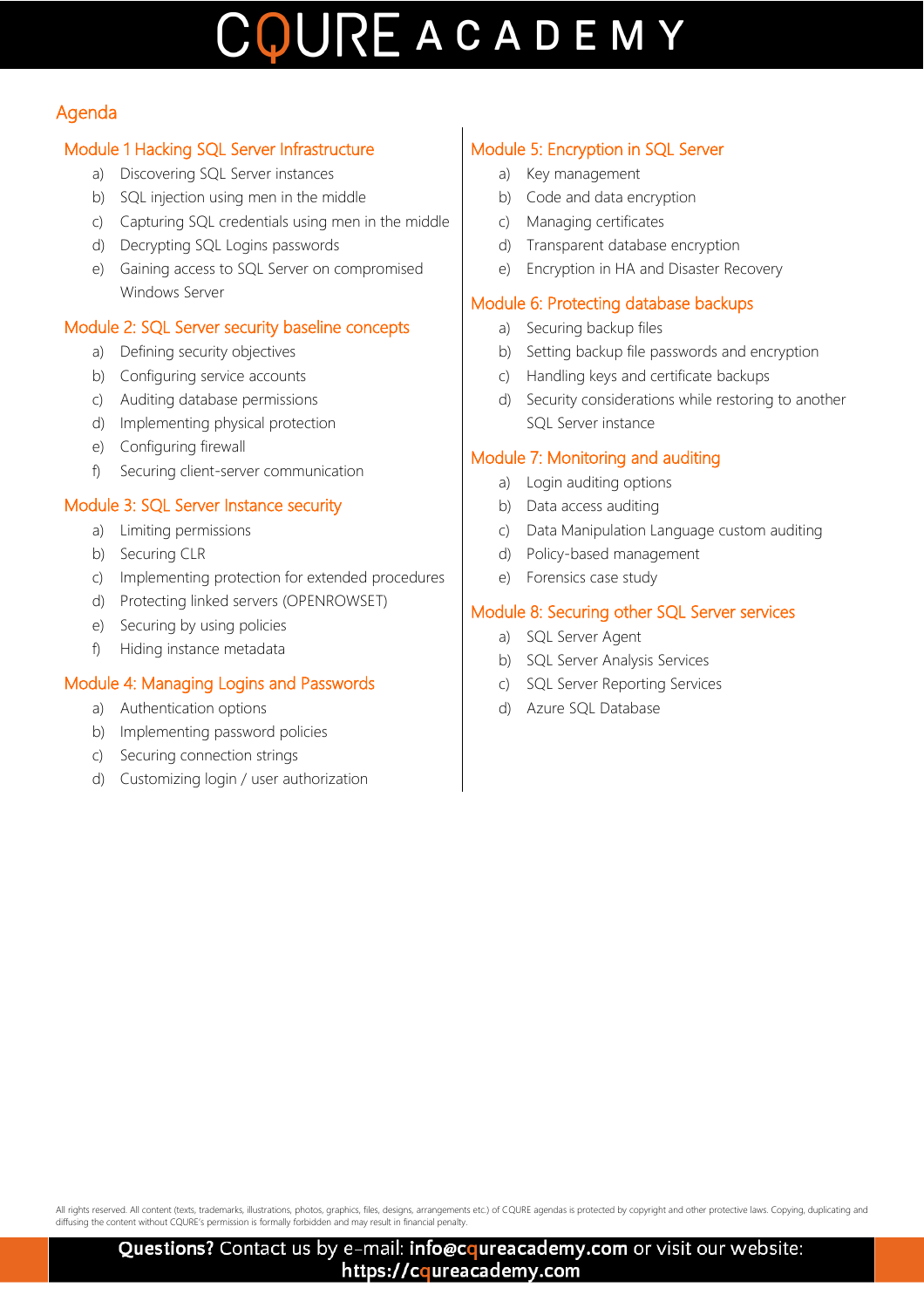## Agenda

### Module 1 Hacking SQL Server Infrastructure

a) Discovering SQL Server instances
b) SQL injection using men in the middle
c) Capturing SQL credentials using men in the middle
d) Decrypting SQL Logins passwords
e) Gaining access to SQL Server on compromised Windows Server

### Module 2: SQL Server security baseline concepts

a) Defining security objectives
b) Configuring service accounts
c) Auditing database permissions
d) Implementing physical protection
e) Configuring firewall
f) Securing client-server communication

### Module 3: SQL Server Instance security

a) Limiting permissions
b) Securing CLR
c) Implementing protection for extended procedures
d) Protecting linked servers (OPENROWSET)
e) Securing by using policies
f) Hiding instance metadata

### Module 4: Managing Logins and Passwords

a) Authentication options
b) Implementing password policies
c) Securing connection strings
d) Customizing login / user authorization

### Module 5: Encryption in SQL Server

a) Key management
b) Code and data encryption
c) Managing certificates
d) Transparent database encryption
e) Encryption in HA and Disaster Recovery

### Module 6: Protecting database backups

a) Securing backup files
b) Setting backup file passwords and encryption
c) Handling keys and certificate backups
d) Security considerations while restoring to another SQL Server instance

### Module 7: Monitoring and auditing

a) Login auditing options
b) Data access auditing
c) Data Manipulation Language custom auditing
d) Policy-based management
e) Forensics case study

### Module 8: Securing other SQL Server services

a) SQL Server Agent
b) SQL Server Analysis Services
c) SQL Server Reporting Services
d) Azure SQL Database

All rights reserved. All content (texts, trademarks, illustrations, photos, graphics, files, designs, arrangements etc.) of CQURE agendas is protected by copyright and other protective laws. Copying, duplicating and diffusing the content without CQURE's permission is formally forbidden and may result in financial penalty.

**Questions?** Contact us by e-mail: **info@cqureacademy.com** or visit our website: **https://cqureacademy.com**